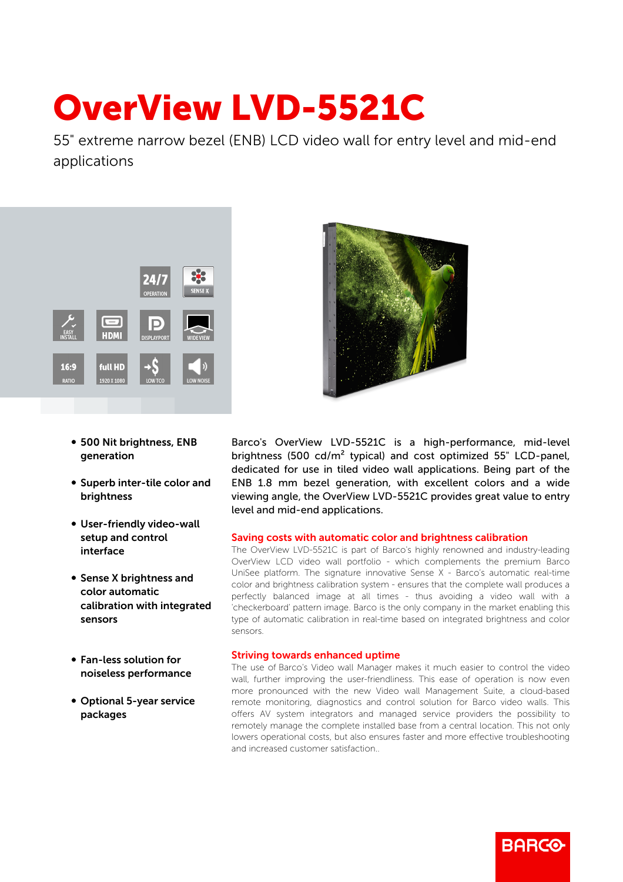# OverView LVD-5521C

55" extreme narrow bezel (ENB) LCD video wall for entry level and mid-end applications

- **500 Nit brightness, ENB generation**
- **Superb inter-tile color and brightness**
- **User-friendly video-wall setup and control interface**
- **Sense X brightness and color automatic calibration with integrated sensors**
- **Fan-less solution for noiseless performance**
- **Optional 5-year service packages**

Barco's OverView LVD-5521C is a high-performance, mid-level brightness (500 cd/m² typical) and cost optimized 55" LCD-panel, dedicated for use in tiled video wall applications. Being part of the ENB 1.8 mm bezel generation, with excellent colors and a wide viewing angle, the OverView LVD-5521C provides great value to entry level and mid-end applications.

## Saving costs with automatic color and brightness calibration

The OverView LVD-5521C is part of Barco's highly renowned and industry-leading OverView LCD video wall portfolio - which complements the premium Barco UniSee platform. The signature innovative Sense X - Barco's automatic real-time color and brightness calibration system - ensures that the complete wall produces a perfectly balanced image at all times - thus avoiding a video wall with a 'checkerboard' pattern image. Barco is the only company in the market enabling this type of automatic calibration in real-time based on integrated brightness and color sensors.

## Striving towards enhanced uptime

The use of Barco's Video wall Manager makes it much easier to control the video wall, further improving the user-friendliness. This ease of operation is now even more pronounced with the new Video wall Management Suite, a cloud-based remote monitoring, diagnostics and control solution for Barco video walls. This offers AV system integrators and managed service providers the possibility to remotely manage the complete installed base from a central location. This not only lowers operational costs, but also ensures faster and more effective troubleshooting and increased customer satisfaction..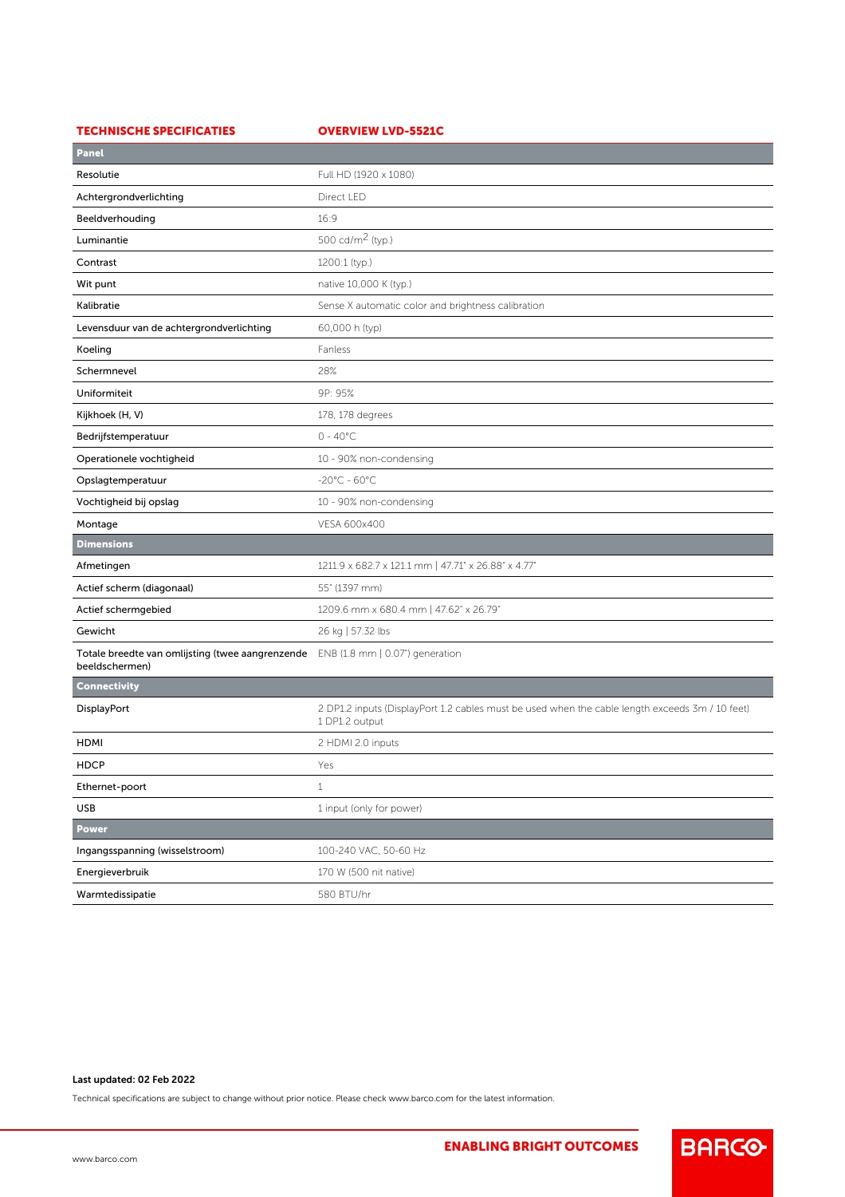| TECHNISCHE SPECIFICATIES | OVERVIEW LVD-5521C |
|---|---|
| **Panel** | |
| Resolutie | Full HD (1920 x 1080) |
| Achtergrondverlichting | Direct LED |
| Beeldverhouding | 16:9 |
| Luminantie | 500 cd/$m^2$ (typ.) |
| Contrast | 1200:1 (typ.) |
| Wit punt | native 10,000 K (typ.) |
| Kalibratie | Sense X automatic color and brightness calibration |
| Levensduur van de achtergrondverlichting | 60,000 h (typ) |
| Koeling | Fanless |
| Schermnevel | 28% |
| Uniformiteit | 9P: 95% |
| Kijkhoek (H, V) | 178, 178 degrees |
| Bedrijfstemperatuur | 0 - 40°C |
| Operationele vochtigheid | 10 - 90% non-condensing |
| Opslagtemperatuur | -20°C - 60°C |
| Vochtigheid bij opslag | 10 - 90% non-condensing |
| Montage | VESA 600x400 |
| **Dimensions** | |
| Afmetingen | 1211.9 x 682.7 x 121.1 mm \| 47.71" x 26.88" x 4.77" |
| Actief scherm (diagonaal) | 55" (1397 mm) |
| Actief schermgebied | 1209.6 mm x 680.4 mm \| 47.62" x 26.79" |
| Gewicht | 26 kg \| 57.32 lbs |
| Totale breedte van omlijsting (twee aangrenzende beeldschermen) | ENB (1.8 mm \| 0.07") generation |
| **Connectivity** | |
| DisplayPort | 2 DP1.2 inputs (DisplayPort 1.2 cables must be used when the cable length exceeds 3m / 10 feet)<br>1 DP1.2 output |
| HDMI | 2 HDMI 2.0 inputs |
| HDCP | Yes |
| Ethernet-poort | 1 |
| USB | 1 input (only for power) |
| **Power** | |
| Ingangsspanning (wisselstroom) | 100-240 VAC, 50-60 Hz |
| Energieverbruik | 170 W (500 nit native) |
| Warmtedissipatie | 580 BTU/hr |

**Last updated: 02 Feb 2022**

Technical specifications are subject to change without prior notice. Please check www.barco.com for the latest information.

ENABLING BRIGHT OUTCOMES

www.barco.com